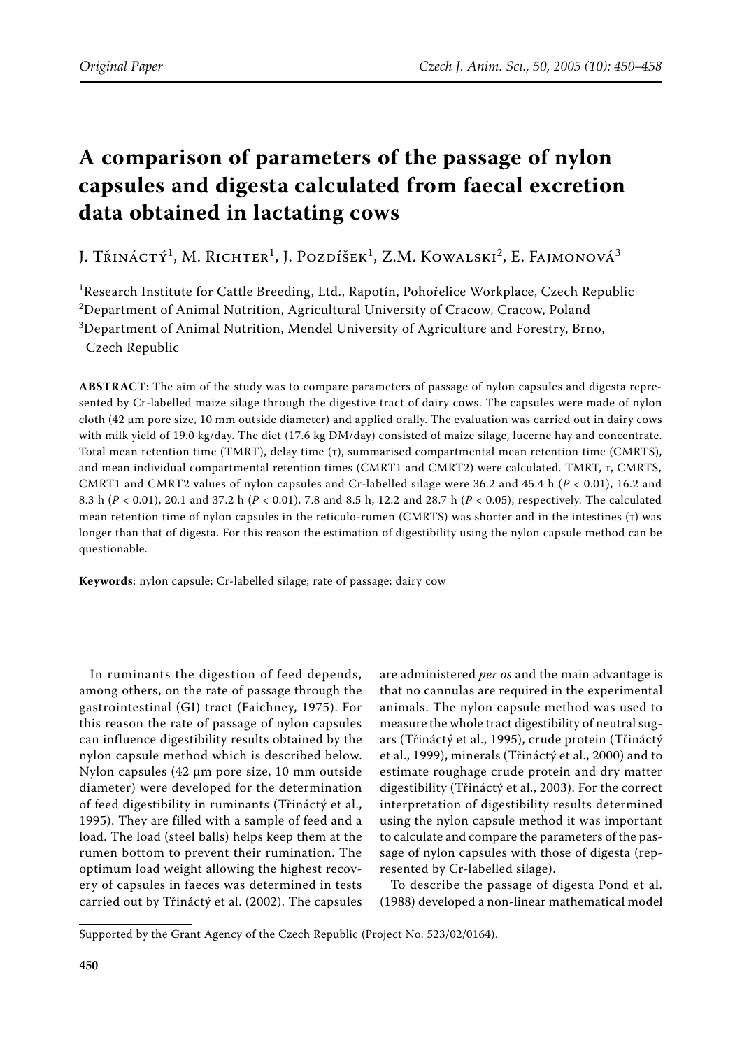Original Paper

# A comparison of parameters of the passage of nylon capsules and digesta calculated from faecal excretion data obtained in lactating cows

J. Třináctý[1], M. Richter[1], J. Pozdíšek[1], Z.M. Kowalski[2], E. Fajmonová[3]

[1]Research Institute for Cattle Breeding, Ltd., Rapotín, Pohořelice Workplace, Czech Republic
[2]Department of Animal Nutrition, Agricultural University of Cracow, Cracow, Poland
[3]Department of Animal Nutrition, Mendel University of Agriculture and Forestry, Brno, Czech Republic

**ABSTRACT**: The aim of the study was to compare parameters of passage of nylon capsules and digesta represented by Cr-labelled maize silage through the digestive tract of dairy cows. The capsules were made of nylon cloth (42 μm pore size, 10 mm outside diameter) and applied orally. The evaluation was carried out in dairy cows with milk yield of 19.0 kg/day. The diet (17.6 kg DM/day) consisted of maize silage, lucerne hay and concentrate. Total mean retention time (TMRT), delay time (τ), summarised compartmental mean retention time (CMRTS), and mean individual compartmental retention times (CMRT1 and CMRT2) were calculated. TMRT, τ, CMRTS, CMRT1 and CMRT2 values of nylon capsules and Cr-labelled silage were 36.2 and 45.4 h ($P < 0.01$), 16.2 and 8.3 h ($P < 0.01$), 20.1 and 37.2 h ($P < 0.01$), 7.8 and 8.5 h, 12.2 and 28.7 h ($P < 0.05$), respectively. The calculated mean retention time of nylon capsules in the reticulo-rumen (CMRTS) was shorter and in the intestines (τ) was longer than that of digesta. For this reason the estimation of digestibility using the nylon capsule method can be questionable.

**Keywords**: nylon capsule; Cr-labelled silage; rate of passage; dairy cow

In ruminants the digestion of feed depends, among others, on the rate of passage through the gastrointestinal (GI) tract (Faichney, 1975). For this reason the rate of passage of nylon capsules can influence digestibility results obtained by the nylon capsule method which is described below. Nylon capsules (42 μm pore size, 10 mm outside diameter) were developed for the determination of feed digestibility in ruminants (Třináctý et al., 1995). They are filled with a sample of feed and a load. The load (steel balls) helps keep them at the rumen bottom to prevent their rumination. The optimum load weight allowing the highest recovery of capsules in faeces was determined in tests carried out by Třináctý et al. (2002). The capsules are administered *per os* and the main advantage is that no cannulas are required in the experimental animals. The nylon capsule method was used to measure the whole tract digestibility of neutral sugars (Třináctý et al., 1995), crude protein (Třináctý et al., 1999), minerals (Třináctý et al., 2000) and to estimate roughage crude protein and dry matter digestibility (Třináctý et al., 2003). For the correct interpretation of digestibility results determined using the nylon capsule method it was important to calculate and compare the parameters of the passage of nylon capsules with those of digesta (represented by Cr-labelled silage).

To describe the passage of digesta Pond et al. (1988) developed a non-linear mathematical model

Supported by the Grant Agency of the Czech Republic (Project No. 523/02/0164).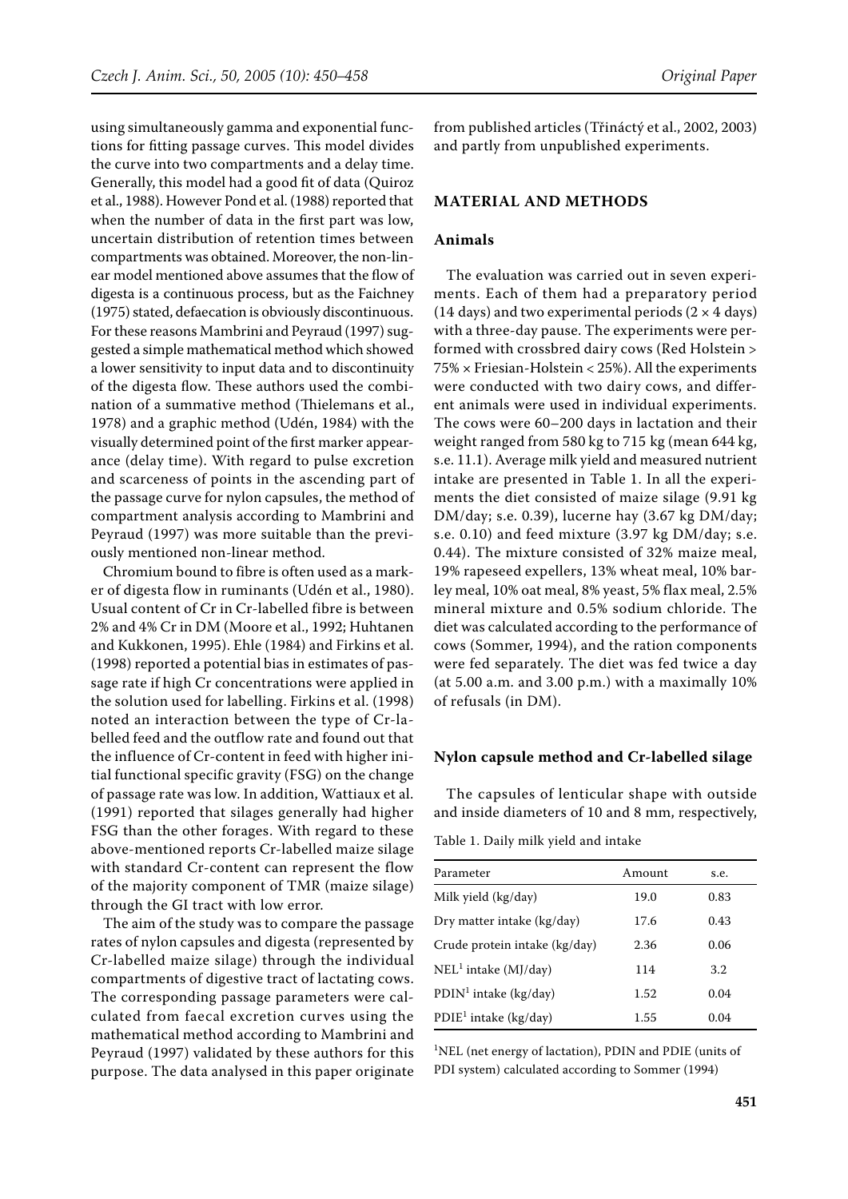using simultaneously gamma and exponential functions for fitting passage curves. This model divides the curve into two compartments and a delay time. Generally, this model had a good fit of data (Quiroz et al., 1988). However Pond et al. (1988) reported that when the number of data in the first part was low, uncertain distribution of retention times between compartments was obtained. Moreover, the non-linear model mentioned above assumes that the flow of digesta is a continuous process, but as the Faichney (1975) stated, defaecation is obviously discontinuous. For these reasons Mambrini and Peyraud (1997) suggested a simple mathematical method which showed a lower sensitivity to input data and to discontinuity of the digesta flow. These authors used the combination of a summative method (Thielemans et al., 1978) and a graphic method (Udén, 1984) with the visually determined point of the first marker appearance (delay time). With regard to pulse excretion and scarceness of points in the ascending part of the passage curve for nylon capsules, the method of compartment analysis according to Mambrini and Peyraud (1997) was more suitable than the previously mentioned non-linear method.

Chromium bound to fibre is often used as a marker of digesta flow in ruminants (Udén et al., 1980). Usual content of Cr in Cr-labelled fibre is between 2% and 4% Cr in DM (Moore et al., 1992; Huhtanen and Kukkonen, 1995). Ehle (1984) and Firkins et al. (1998) reported a potential bias in estimates of passage rate if high Cr concentrations were applied in the solution used for labelling. Firkins et al. (1998) noted an interaction between the type of Cr-labelled feed and the outflow rate and found out that the influence of Cr-content in feed with higher initial functional specific gravity (FSG) on the change of passage rate was low. In addition, Wattiaux et al. (1991) reported that silages generally had higher FSG than the other forages. With regard to these above-mentioned reports Cr-labelled maize silage with standard Cr-content can represent the flow of the majority component of TMR (maize silage) through the GI tract with low error.

The aim of the study was to compare the passage rates of nylon capsules and digesta (represented by Cr-labelled maize silage) through the individual compartments of digestive tract of lactating cows. The corresponding passage parameters were calculated from faecal excretion curves using the mathematical method according to Mambrini and Peyraud (1997) validated by these authors for this purpose. The data analysed in this paper originate from published articles (Třináctý et al., 2002, 2003) and partly from unpublished experiments.

## MATERIAL AND METHODS

### Animals

The evaluation was carried out in seven experiments. Each of them had a preparatory period (14 days) and two experimental periods (2 × 4 days) with a three-day pause. The experiments were performed with crossbred dairy cows (Red Holstein > 75% × Friesian-Holstein < 25%). All the experiments were conducted with two dairy cows, and different animals were used in individual experiments. The cows were 60–200 days in lactation and their weight ranged from 580 kg to 715 kg (mean 644 kg, s.e. 11.1). Average milk yield and measured nutrient intake are presented in Table 1. In all the experiments the diet consisted of maize silage (9.91 kg DM/day; s.e. 0.39), lucerne hay (3.67 kg DM/day; s.e. 0.10) and feed mixture (3.97 kg DM/day; s.e. 0.44). The mixture consisted of 32% maize meal, 19% rapeseed expellers, 13% wheat meal, 10% barley meal, 10% oat meal, 8% yeast, 5% flax meal, 2.5% mineral mixture and 0.5% sodium chloride. The diet was calculated according to the performance of cows (Sommer, 1994), and the ration components were fed separately. The diet was fed twice a day (at 5.00 a.m. and 3.00 p.m.) with a maximally 10% of refusals (in DM).

### Nylon capsule method and Cr-labelled silage

The capsules of lenticular shape with outside and inside diameters of 10 and 8 mm, respectively,

Table 1. Daily milk yield and intake

| Parameter | Amount | s.e. |
|---|---|---|
| Milk yield (kg/day) | 19.0 | 0.83 |
| Dry matter intake (kg/day) | 17.6 | 0.43 |
| Crude protein intake (kg/day) | 2.36 | 0.06 |
| NEL[1] intake (MJ/day) | 114 | 3.2 |
| PDIN[1] intake (kg/day) | 1.52 | 0.04 |
| PDIE[1] intake (kg/day) | 1.55 | 0.04 |

[1]NEL (net energy of lactation), PDIN and PDIE (units of PDI system) calculated according to Sommer (1994)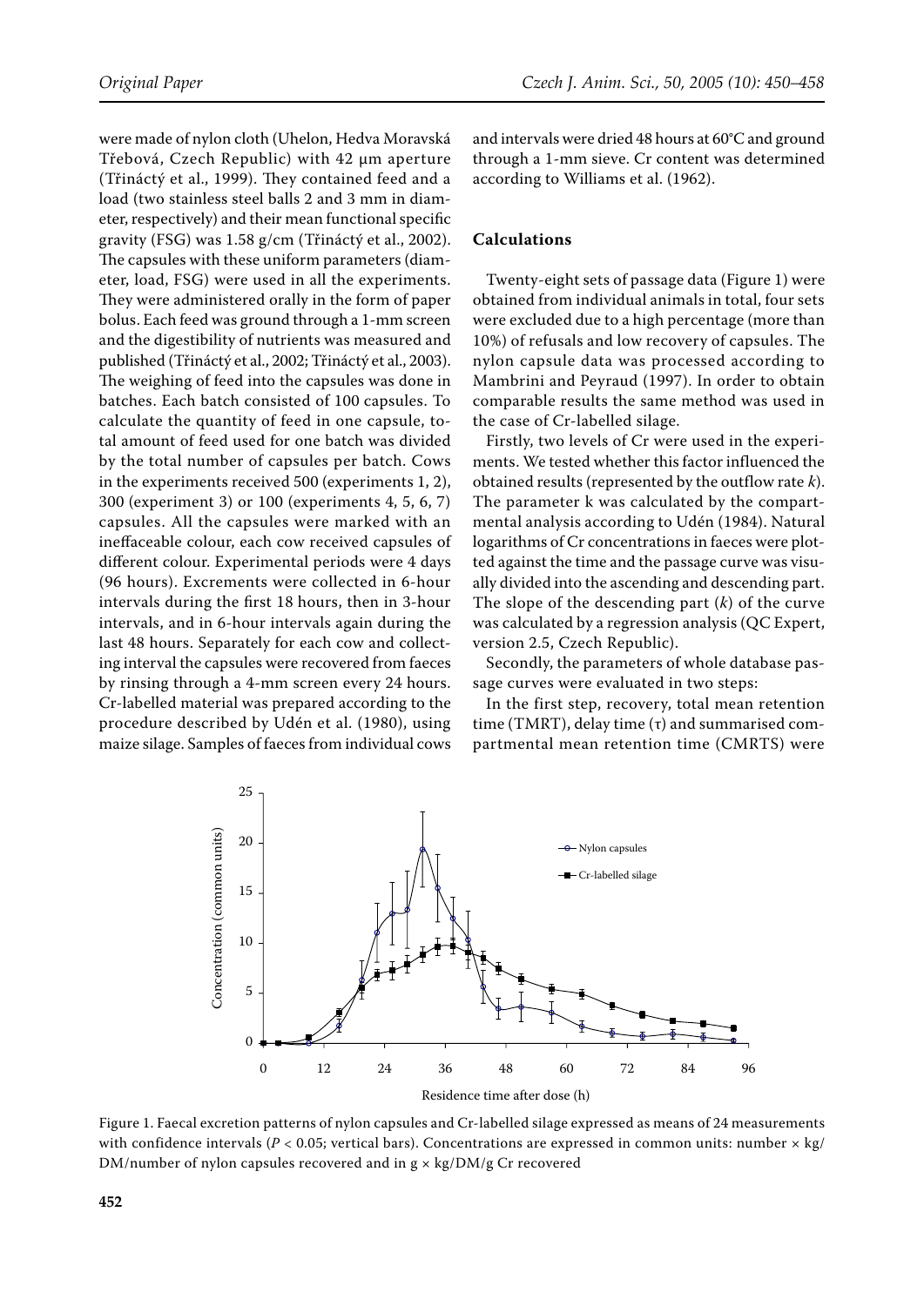were made of nylon cloth (Uhelon, Hedva Moravská Třebová, Czech Republic) with 42 μm aperture (Třináctý et al., 1999). They contained feed and a load (two stainless steel balls 2 and 3 mm in diameter, respectively) and their mean functional specific gravity (FSG) was 1.58 g/cm (Třináctý et al., 2002). The capsules with these uniform parameters (diameter, load, FSG) were used in all the experiments. They were administered orally in the form of paper bolus. Each feed was ground through a 1-mm screen and the digestibility of nutrients was measured and published (Třináctý et al., 2002; Třináctý et al., 2003). The weighing of feed into the capsules was done in batches. Each batch consisted of 100 capsules. To calculate the quantity of feed in one capsule, total amount of feed used for one batch was divided by the total number of capsules per batch. Cows in the experiments received 500 (experiments 1, 2), 300 (experiment 3) or 100 (experiments 4, 5, 6, 7) capsules. All the capsules were marked with an ineffaceable colour, each cow received capsules of different colour. Experimental periods were 4 days (96 hours). Excrements were collected in 6-hour intervals during the first 18 hours, then in 3-hour intervals, and in 6-hour intervals again during the last 48 hours. Separately for each cow and collecting interval the capsules were recovered from faeces by rinsing through a 4-mm screen every 24 hours. Cr-labelled material was prepared according to the procedure described by Udén et al. (1980), using maize silage. Samples of faeces from individual cows and intervals were dried 48 hours at 60°C and ground through a 1-mm sieve. Cr content was determined according to Williams et al. (1962).

## Calculations

Twenty-eight sets of passage data (Figure 1) were obtained from individual animals in total, four sets were excluded due to a high percentage (more than 10%) of refusals and low recovery of capsules. The nylon capsule data was processed according to Mambrini and Peyraud (1997). In order to obtain comparable results the same method was used in the case of Cr-labelled silage.

Firstly, two levels of Cr were used in the experiments. We tested whether this factor influenced the obtained results (represented by the outflow rate $k$). The parameter k was calculated by the compartmental analysis according to Udén (1984). Natural logarithms of Cr concentrations in faeces were plotted against the time and the passage curve was visually divided into the ascending and descending part. The slope of the descending part ($k$) of the curve was calculated by a regression analysis (QC Expert, version 2.5, Czech Republic).

Secondly, the parameters of whole database passage curves were evaluated in two steps:

In the first step, recovery, total mean retention time (TMRT), delay time ($\tau$) and summarised compartmental mean retention time (CMRTS) were

Figure 1. Faecal excretion patterns of nylon capsules and Cr-labelled silage expressed as means of 24 measurements with confidence intervals ($P < 0.05$; vertical bars). Concentrations are expressed in common units: number × kg/DM/number of nylon capsules recovered and in g × kg/DM/g Cr recovered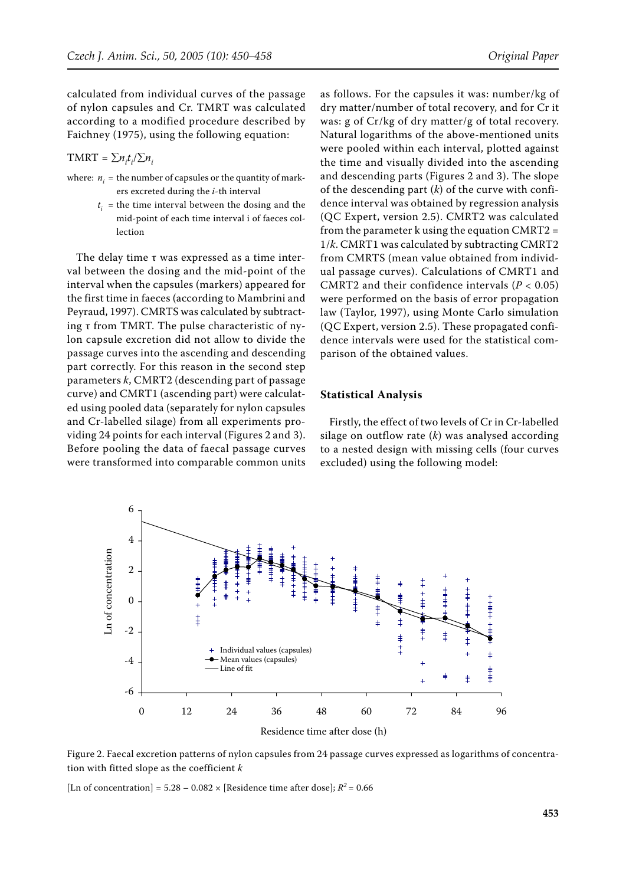calculated from individual curves of the passage of nylon capsules and Cr. TMRT was calculated according to a modified procedure described by Faichney (1975), using the following equation:

$$\text{TMRT} = \sum n_i t_i / \sum n_i$$

where: $n_i$ = the number of capsules or the quantity of markers excreted during the $i$-th interval

$t_i$ = the time interval between the dosing and the mid-point of each time interval i of faeces collection

The delay time τ was expressed as a time interval between the dosing and the mid-point of the interval when the capsules (markers) appeared for the first time in faeces (according to Mambrini and Peyraud, 1997). CMRTS was calculated by subtracting τ from TMRT. The pulse characteristic of nylon capsule excretion did not allow to divide the passage curves into the ascending and descending part correctly. For this reason in the second step parameters *k*, CMRT2 (descending part of passage curve) and CMRT1 (ascending part) were calculated using pooled data (separately for nylon capsules and Cr-labelled silage) from all experiments providing 24 points for each interval (Figures 2 and 3). Before pooling the data of faecal passage curves were transformed into comparable common units as follows. For the capsules it was: number/kg of dry matter/number of total recovery, and for Cr it was: g of Cr/kg of dry matter/g of total recovery. Natural logarithms of the above-mentioned units were pooled within each interval, plotted against the time and visually divided into the ascending and descending parts (Figures 2 and 3). The slope of the descending part (*k*) of the curve with confidence interval was obtained by regression analysis (QC Expert, version 2.5). CMRT2 was calculated from the parameter k using the equation CMRT2 = 1/*k*. CMRT1 was calculated by subtracting CMRT2 from CMRTS (mean value obtained from individual passage curves). Calculations of CMRT1 and CMRT2 and their confidence intervals ($P < 0.05$) were performed on the basis of error propagation law (Taylor, 1997), using Monte Carlo simulation (QC Expert, version 2.5). These propagated confidence intervals were used for the statistical comparison of the obtained values.

### Statistical Analysis

Firstly, the effect of two levels of Cr in Cr-labelled silage on outflow rate (*k*) was analysed according to a nested design with missing cells (four curves excluded) using the following model:

Figure 2. Faecal excretion patterns of nylon capsules from 24 passage curves expressed as logarithms of concentration with fitted slope as the coefficient *k*

[Ln of concentration] = 5.28 – 0.082 × [Residence time after dose]; $R^2 = 0.66$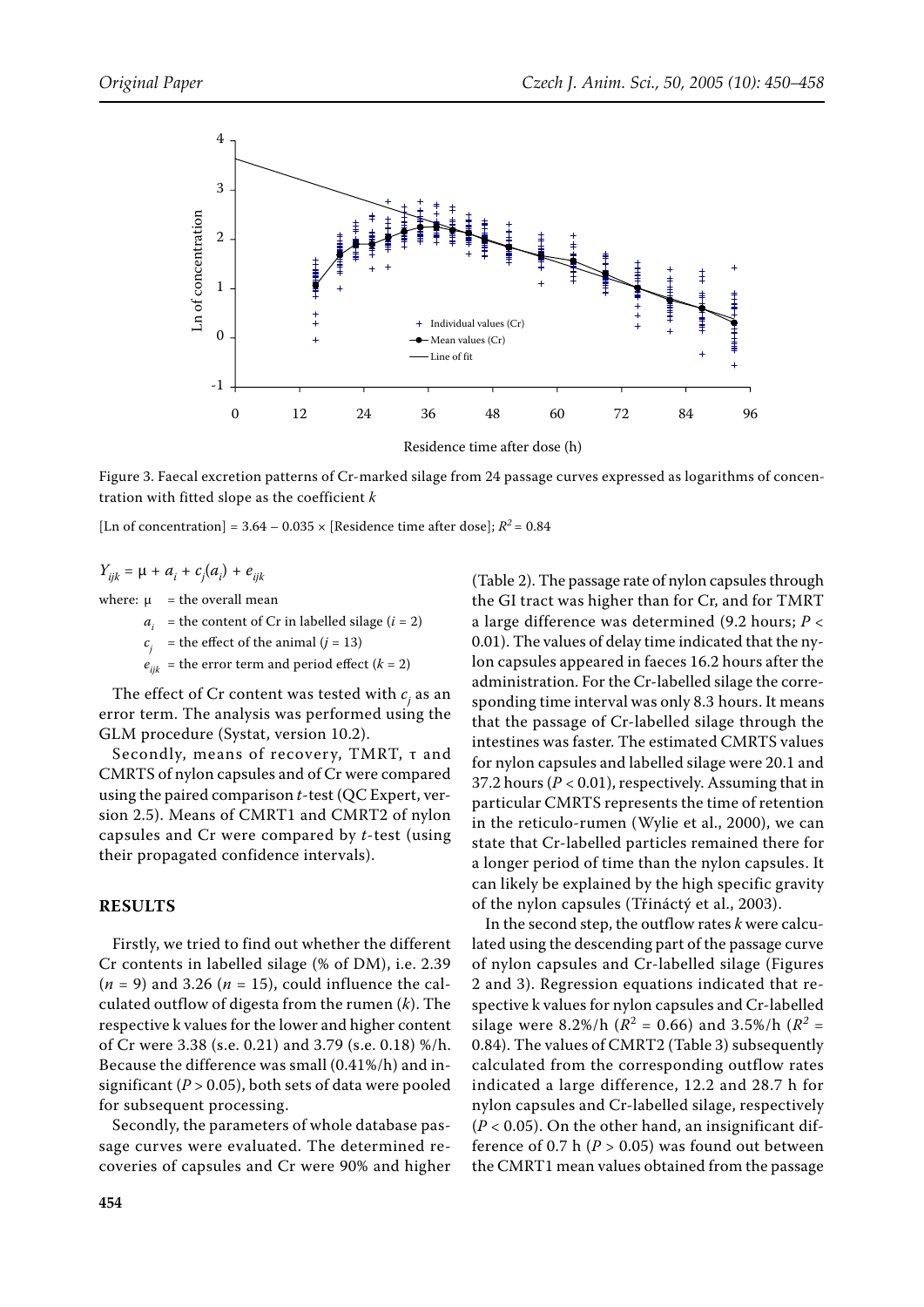Figure 3. Faecal excretion patterns of Cr-marked silage from 24 passage curves expressed as logarithms of concentration with fitted slope as the coefficient $k$

[Ln of concentration] = 3.64 – 0.035 × [Residence time after dose]; $R^2 = 0.84$

$$Y_{ijk} = \mu + a_i + c_j(a_i) + e_{ijk}$$

where: $\mu$ = the overall mean

$a_i$ = the content of Cr in labelled silage ($i = 2$)

$c_j$ = the effect of the animal ($j = 13$)

$e_{ijk}$ = the error term and period effect ($k = 2$)

The effect of Cr content was tested with $c_j$ as an error term. The analysis was performed using the GLM procedure (Systat, version 10.2).

Secondly, means of recovery, TMRT, τ and CMRTS of nylon capsules and of Cr were compared using the paired comparison *t*-test (QC Expert, version 2.5). Means of CMRT1 and CMRT2 of nylon capsules and Cr were compared by *t*-test (using their propagated confidence intervals).

## RESULTS

Firstly, we tried to find out whether the different Cr contents in labelled silage (% of DM), i.e. 2.39 ($n = 9$) and 3.26 ($n = 15$), could influence the calculated outflow of digesta from the rumen ($k$). The respective k values for the lower and higher content of Cr were 3.38 (s.e. 0.21) and 3.79 (s.e. 0.18) %/h. Because the difference was small (0.41%/h) and insignificant ($P > 0.05$), both sets of data were pooled for subsequent processing.

Secondly, the parameters of whole database passage curves were evaluated. The determined recoveries of capsules and Cr were 90% and higher (Table 2). The passage rate of nylon capsules through the GI tract was higher than for Cr, and for TMRT a large difference was determined (9.2 hours; $P < 0.01$). The values of delay time indicated that the nylon capsules appeared in faeces 16.2 hours after the administration. For the Cr-labelled silage the corresponding time interval was only 8.3 hours. It means that the passage of Cr-labelled silage through the intestines was faster. The estimated CMRTS values for nylon capsules and labelled silage were 20.1 and 37.2 hours ($P < 0.01$), respectively. Assuming that in particular CMRTS represents the time of retention in the reticulo-rumen (Wylie et al., 2000), we can state that Cr-labelled particles remained there for a longer period of time than the nylon capsules. It can likely be explained by the high specific gravity of the nylon capsules (Třináctý et al., 2003).

In the second step, the outflow rates $k$ were calculated using the descending part of the passage curve of nylon capsules and Cr-labelled silage (Figures 2 and 3). Regression equations indicated that respective k values for nylon capsules and Cr-labelled silage were 8.2%/h ($R^2 = 0.66$) and 3.5%/h ($R^2 = 0.84$). The values of CMRT2 (Table 3) subsequently calculated from the corresponding outflow rates indicated a large difference, 12.2 and 28.7 h for nylon capsules and Cr-labelled silage, respectively ($P < 0.05$). On the other hand, an insignificant difference of 0.7 h ($P > 0.05$) was found out between the CMRT1 mean values obtained from the passage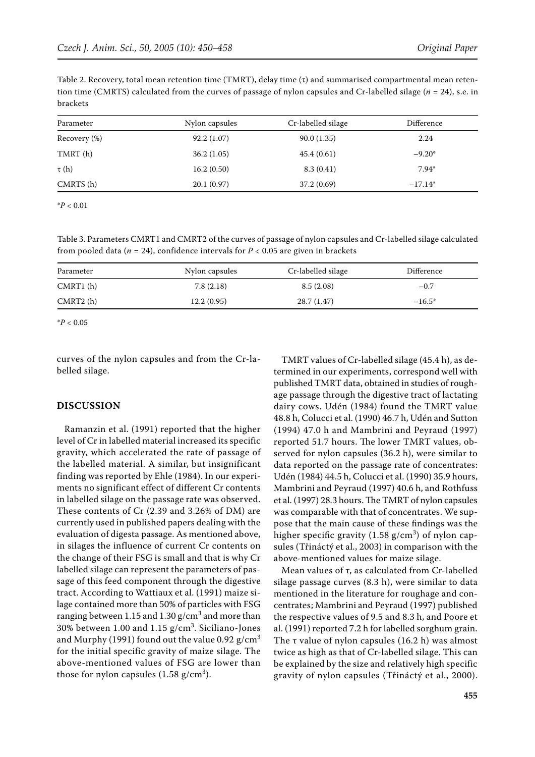Table 2. Recovery, total mean retention time (TMRT), delay time (τ) and summarised compartmental mean retention time (CMRTS) calculated from the curves of passage of nylon capsules and Cr-labelled silage ($n$ = 24), s.e. in brackets

| Parameter | Nylon capsules | Cr-labelled silage | Difference |
|---|---|---|---|
| Recovery (%) | 92.2 (1.07) | 90.0 (1.35) | 2.24 |
| TMRT (h) | 36.2 (1.05) | 45.4 (0.61) | −9.20* |
| τ (h) | 16.2 (0.50) | 8.3 (0.41) | 7.94* |
| CMRTS (h) | 20.1 (0.97) | 37.2 (0.69) | −17.14* |

*$P < 0.01$

Table 3. Parameters CMRT1 and CMRT2 of the curves of passage of nylon capsules and Cr-labelled silage calculated from pooled data ($n$ = 24), confidence intervals for $P < 0.05$ are given in brackets

| Parameter | Nylon capsules | Cr-labelled silage | Difference |
|---|---|---|---|
| CMRT1 (h) | 7.8 (2.18) | 8.5 (2.08) | −0.7 |
| CMRT2 (h) | 12.2 (0.95) | 28.7 (1.47) | −16.5* |

*$P < 0.05$

curves of the nylon capsules and from the Cr-labelled silage.

## DISCUSSION

Ramanzin et al. (1991) reported that the higher level of Cr in labelled material increased its specific gravity, which accelerated the rate of passage of the labelled material. A similar, but insignificant finding was reported by Ehle (1984). In our experiments no significant effect of different Cr contents in labelled silage on the passage rate was observed. These contents of Cr (2.39 and 3.26% of DM) are currently used in published papers dealing with the evaluation of digesta passage. As mentioned above, in silages the influence of current Cr contents on the change of their FSG is small and that is why Cr labelled silage can represent the parameters of passage of this feed component through the digestive tract. According to Wattiaux et al. (1991) maize silage contained more than 50% of particles with FSG ranging between 1.15 and 1.30 g/cm$^3$ and more than 30% between 1.00 and 1.15 g/cm$^3$. Siciliano-Jones and Murphy (1991) found out the value 0.92 g/cm$^3$ for the initial specific gravity of maize silage. The above-mentioned values of FSG are lower than those for nylon capsules (1.58 g/cm$^3$).

TMRT values of Cr-labelled silage (45.4 h), as determined in our experiments, correspond well with published TMRT data, obtained in studies of roughage passage through the digestive tract of lactating dairy cows. Udén (1984) found the TMRT value 48.8 h, Colucci et al. (1990) 46.7 h, Udén and Sutton (1994) 47.0 h and Mambrini and Peyraud (1997) reported 51.7 hours. The lower TMRT values, observed for nylon capsules (36.2 h), were similar to data reported on the passage rate of concentrates: Udén (1984) 44.5 h, Colucci et al. (1990) 35.9 hours, Mambrini and Peyraud (1997) 40.6 h, and Rothfuss et al. (1997) 28.3 hours. The TMRT of nylon capsules was comparable with that of concentrates. We suppose that the main cause of these findings was the higher specific gravity (1.58 g/cm$^3$) of nylon capsules (Třináctý et al., 2003) in comparison with the above-mentioned values for maize silage.

Mean values of τ, as calculated from Cr-labelled silage passage curves (8.3 h), were similar to data mentioned in the literature for roughage and concentrates; Mambrini and Peyraud (1997) published the respective values of 9.5 and 8.3 h, and Poore et al. (1991) reported 7.2 h for labelled sorghum grain. The τ value of nylon capsules (16.2 h) was almost twice as high as that of Cr-labelled silage. This can be explained by the size and relatively high specific gravity of nylon capsules (Třináctý et al., 2000).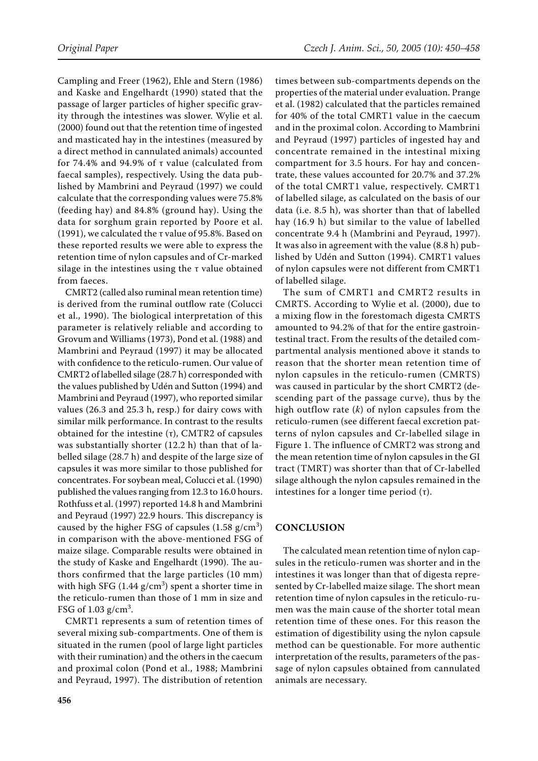Campling and Freer (1962), Ehle and Stern (1986) and Kaske and Engelhardt (1990) stated that the passage of larger particles of higher specific gravity through the intestines was slower. Wylie et al. (2000) found out that the retention time of ingested and masticated hay in the intestines (measured by a direct method in cannulated animals) accounted for 74.4% and 94.9% of τ value (calculated from faecal samples), respectively. Using the data published by Mambrini and Peyraud (1997) we could calculate that the corresponding values were 75.8% (feeding hay) and 84.8% (ground hay). Using the data for sorghum grain reported by Poore et al. (1991), we calculated the τ value of 95.8%. Based on these reported results we were able to express the retention time of nylon capsules and of Cr-marked silage in the intestines using the τ value obtained from faeces.

CMRT2 (called also ruminal mean retention time) is derived from the ruminal outflow rate (Colucci et al., 1990). The biological interpretation of this parameter is relatively reliable and according to Grovum and Williams (1973), Pond et al. (1988) and Mambrini and Peyraud (1997) it may be allocated with confidence to the reticulo-rumen. Our value of CMRT2 of labelled silage (28.7 h) corresponded with the values published by Udén and Sutton (1994) and Mambrini and Peyraud (1997), who reported similar values (26.3 and 25.3 h, resp.) for dairy cows with similar milk performance. In contrast to the results obtained for the intestine (τ), CMTR2 of capsules was substantially shorter (12.2 h) than that of labelled silage (28.7 h) and despite of the large size of capsules it was more similar to those published for concentrates. For soybean meal, Colucci et al. (1990) published the values ranging from 12.3 to 16.0 hours. Rothfuss et al. (1997) reported 14.8 h and Mambrini and Peyraud (1997) 22.9 hours. This discrepancy is caused by the higher FSG of capsules (1.58 g/cm$^3$) in comparison with the above-mentioned FSG of maize silage. Comparable results were obtained in the study of Kaske and Engelhardt (1990). The authors confirmed that the large particles (10 mm) with high SFG (1.44 g/cm$^3$) spent a shorter time in the reticulo-rumen than those of 1 mm in size and FSG of 1.03 g/cm$^3$.

CMRT1 represents a sum of retention times of several mixing sub-compartments. One of them is situated in the rumen (pool of large light particles with their rumination) and the others in the caecum and proximal colon (Pond et al., 1988; Mambrini and Peyraud, 1997). The distribution of retention times between sub-compartments depends on the properties of the material under evaluation. Prange et al. (1982) calculated that the particles remained for 40% of the total CMRT1 value in the caecum and in the proximal colon. According to Mambrini and Peyraud (1997) particles of ingested hay and concentrate remained in the intestinal mixing compartment for 3.5 hours. For hay and concentrate, these values accounted for 20.7% and 37.2% of the total CMRT1 value, respectively. CMRT1 of labelled silage, as calculated on the basis of our data (i.e. 8.5 h), was shorter than that of labelled hay (16.9 h) but similar to the value of labelled concentrate 9.4 h (Mambrini and Peyraud, 1997). It was also in agreement with the value (8.8 h) published by Udén and Sutton (1994). CMRT1 values of nylon capsules were not different from CMRT1 of labelled silage.

The sum of CMRT1 and CMRT2 results in CMRTS. According to Wylie et al. (2000), due to a mixing flow in the forestomach digesta CMRTS amounted to 94.2% of that for the entire gastrointestinal tract. From the results of the detailed compartmental analysis mentioned above it stands to reason that the shorter mean retention time of nylon capsules in the reticulo-rumen (CMRTS) was caused in particular by the short CMRT2 (descending part of the passage curve), thus by the high outflow rate ($k$) of nylon capsules from the reticulo-rumen (see different faecal excretion patterns of nylon capsules and Cr-labelled silage in Figure 1. The influence of CMRT2 was strong and the mean retention time of nylon capsules in the GI tract (TMRT) was shorter than that of Cr-labelled silage although the nylon capsules remained in the intestines for a longer time period (τ).

## CONCLUSION

The calculated mean retention time of nylon capsules in the reticulo-rumen was shorter and in the intestines it was longer than that of digesta represented by Cr-labelled maize silage. The short mean retention time of nylon capsules in the reticulo-rumen was the main cause of the shorter total mean retention time of these ones. For this reason the estimation of digestibility using the nylon capsule method can be questionable. For more authentic interpretation of the results, parameters of the passage of nylon capsules obtained from cannulated animals are necessary.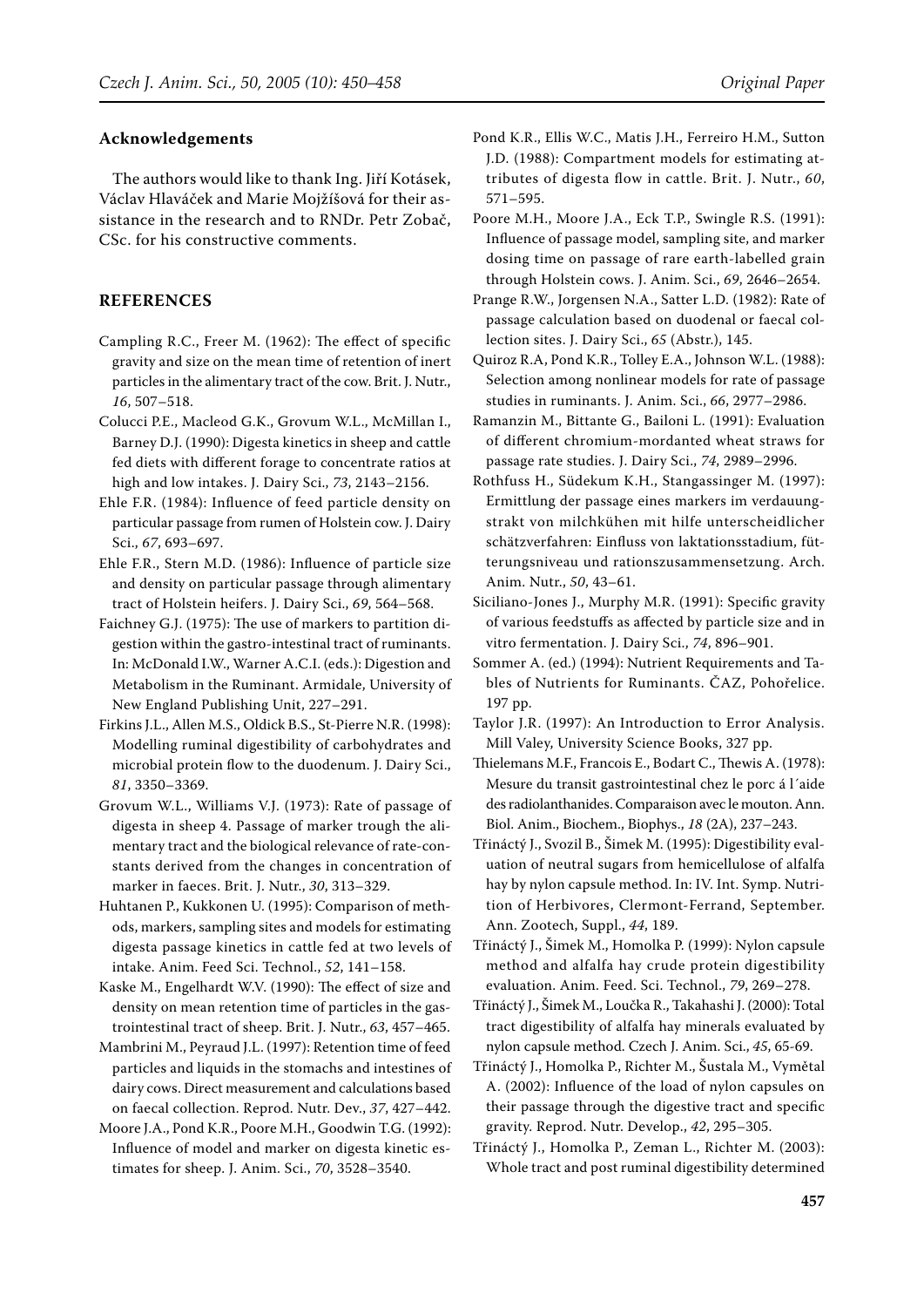## Acknowledgements

The authors would like to thank Ing. Jiří Kotásek, Václav Hlaváček and Marie Mojžíšová for their assistance in the research and to RNDr. Petr Zobač, CSc. for his constructive comments.

## REFERENCES

Campling R.C., Freer M. (1962): The effect of specific gravity and size on the mean time of retention of inert particles in the alimentary tract of the cow. Brit. J. Nutr., *16*, 507–518.

Colucci P.E., Macleod G.K., Grovum W.L., McMillan I., Barney D.J. (1990): Digesta kinetics in sheep and cattle fed diets with different forage to concentrate ratios at high and low intakes. J. Dairy Sci., *73*, 2143–2156.

Ehle F.R. (1984): Influence of feed particle density on particular passage from rumen of Holstein cow. J. Dairy Sci., *67*, 693–697.

Ehle F.R., Stern M.D. (1986): Influence of particle size and density on particular passage through alimentary tract of Holstein heifers. J. Dairy Sci., *69*, 564–568.

Faichney G.J. (1975): The use of markers to partition digestion within the gastro-intestinal tract of ruminants. In: McDonald I.W., Warner A.C.I. (eds.): Digestion and Metabolism in the Ruminant. Armidale, University of New England Publishing Unit, 227–291.

Firkins J.L., Allen M.S., Oldick B.S., St-Pierre N.R. (1998): Modelling ruminal digestibility of carbohydrates and microbial protein flow to the duodenum. J. Dairy Sci., *81*, 3350–3369.

Grovum W.L., Williams V.J. (1973): Rate of passage of digesta in sheep 4. Passage of marker trough the alimentary tract and the biological relevance of rate-constants derived from the changes in concentration of marker in faeces. Brit. J. Nutr., *30*, 313–329.

Huhtanen P., Kukkonen U. (1995): Comparison of methods, markers, sampling sites and models for estimating digesta passage kinetics in cattle fed at two levels of intake. Anim. Feed Sci. Technol., *52*, 141–158.

Kaske M., Engelhardt W.V. (1990): The effect of size and density on mean retention time of particles in the gastrointestinal tract of sheep. Brit. J. Nutr., *63*, 457–465.

Mambrini M., Peyraud J.L. (1997): Retention time of feed particles and liquids in the stomachs and intestines of dairy cows. Direct measurement and calculations based on faecal collection. Reprod. Nutr. Dev., *37*, 427–442.

Moore J.A., Pond K.R., Poore M.H., Goodwin T.G. (1992): Influence of model and marker on digesta kinetic estimates for sheep. J. Anim. Sci., *70*, 3528–3540.

Pond K.R., Ellis W.C., Matis J.H., Ferreiro H.M., Sutton J.D. (1988): Compartment models for estimating attributes of digesta flow in cattle. Brit. J. Nutr., *60*, 571–595.

Poore M.H., Moore J.A., Eck T.P., Swingle R.S. (1991): Influence of passage model, sampling site, and marker dosing time on passage of rare earth-labelled grain through Holstein cows. J. Anim. Sci., *69*, 2646–2654.

Prange R.W., Jorgensen N.A., Satter L.D. (1982): Rate of passage calculation based on duodenal or faecal collection sites. J. Dairy Sci., *65* (Abstr.), 145.

Quiroz R.A, Pond K.R., Tolley E.A., Johnson W.L. (1988): Selection among nonlinear models for rate of passage studies in ruminants. J. Anim. Sci., *66*, 2977–2986.

Ramanzin M., Bittante G., Bailoni L. (1991): Evaluation of different chromium-mordanted wheat straws for passage rate studies. J. Dairy Sci., *74*, 2989–2996.

Rothfuss H., Südekum K.H., Stangassinger M. (1997): Ermittlung der passage eines markers im verdauungstrakt von milchkühen mit hilfe unterscheidlicher schätzverfahren: Einfluss von laktationsstadium, fütterungsniveau und rationszusammensetzung. Arch. Anim. Nutr., *50*, 43–61.

Siciliano-Jones J., Murphy M.R. (1991): Specific gravity of various feedstuffs as affected by particle size and in vitro fermentation. J. Dairy Sci., *74*, 896–901.

Sommer A. (ed.) (1994): Nutrient Requirements and Tables of Nutrients for Ruminants. ČAZ, Pohořelice. 197 pp.

Taylor J.R. (1997): An Introduction to Error Analysis. Mill Valey, University Science Books, 327 pp.

Thielemans M.F., Francois E., Bodart C., Thewis A. (1978): Mesure du transit gastrointestinal chez le porc á l´aide des radiolanthanides. Comparaison avec le mouton. Ann. Biol. Anim., Biochem., Biophys., *18* (2A), 237–243.

Třináctý J., Svozil B., Šimek M. (1995): Digestibility evaluation of neutral sugars from hemicellulose of alfalfa hay by nylon capsule method. In: IV. Int. Symp. Nutrition of Herbivores, Clermont-Ferrand, September. Ann. Zootech, Suppl., *44*, 189.

Třináctý J., Šimek M., Homolka P. (1999): Nylon capsule method and alfalfa hay crude protein digestibility evaluation. Anim. Feed. Sci. Technol., *79*, 269–278.

Třináctý J., Šimek M., Loučka R., Takahashi J. (2000): Total tract digestibility of alfalfa hay minerals evaluated by nylon capsule method. Czech J. Anim. Sci., *45*, 65-69.

Třináctý J., Homolka P., Richter M., Šustala M., Vymětal A. (2002): Influence of the load of nylon capsules on their passage through the digestive tract and specific gravity. Reprod. Nutr. Develop., *42*, 295–305.

Třináctý J., Homolka P., Zeman L., Richter M. (2003): Whole tract and post ruminal digestibility determined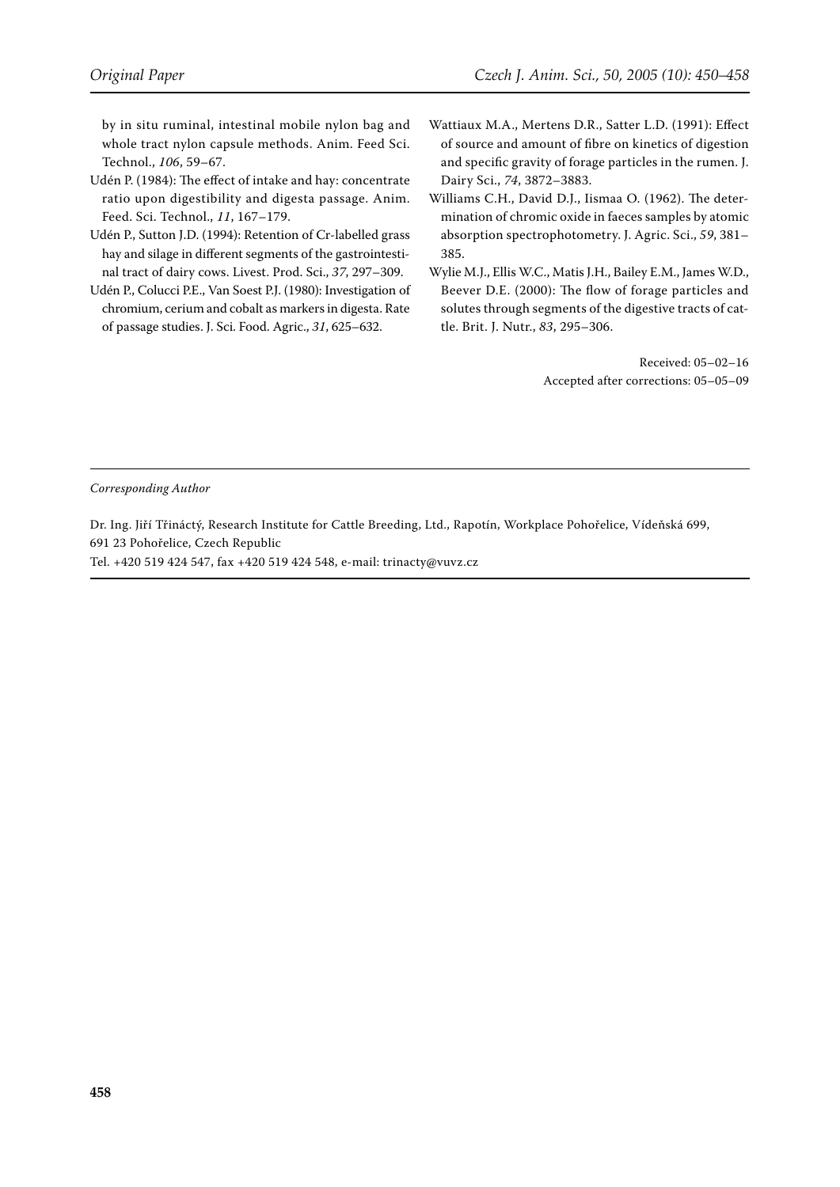by in situ ruminal, intestinal mobile nylon bag and whole tract nylon capsule methods. Anim. Feed Sci. Technol., *106*, 59–67.

Udén P. (1984): The effect of intake and hay: concentrate ratio upon digestibility and digesta passage. Anim. Feed. Sci. Technol., *11*, 167–179.

Udén P., Sutton J.D. (1994): Retention of Cr-labelled grass hay and silage in different segments of the gastrointestinal tract of dairy cows. Livest. Prod. Sci., *37*, 297–309.

Udén P., Colucci P.E., Van Soest P.J. (1980): Investigation of chromium, cerium and cobalt as markers in digesta. Rate of passage studies. J. Sci. Food. Agric., *31*, 625–632.

Wattiaux M.A., Mertens D.R., Satter L.D. (1991): Effect of source and amount of fibre on kinetics of digestion and specific gravity of forage particles in the rumen. J. Dairy Sci., *74*, 3872–3883.

Williams C.H., David D.J., Iismaa O. (1962). The determination of chromic oxide in faeces samples by atomic absorption spectrophotometry. J. Agric. Sci., *59*, 381–385.

Wylie M.J., Ellis W.C., Matis J.H., Bailey E.M., James W.D., Beever D.E. (2000): The flow of forage particles and solutes through segments of the digestive tracts of cattle. Brit. J. Nutr., *83*, 295–306.

Received: 05–02–16
Accepted after corrections: 05–05–09

*Corresponding Author*

Dr. Ing. Jiří Třináctý, Research Institute for Cattle Breeding, Ltd., Rapotín, Workplace Pohořelice, Vídeňská 699, 691 23 Pohořelice, Czech Republic
Tel. +420 519 424 547, fax +420 519 424 548, e-mail: trinacty@vuvz.cz